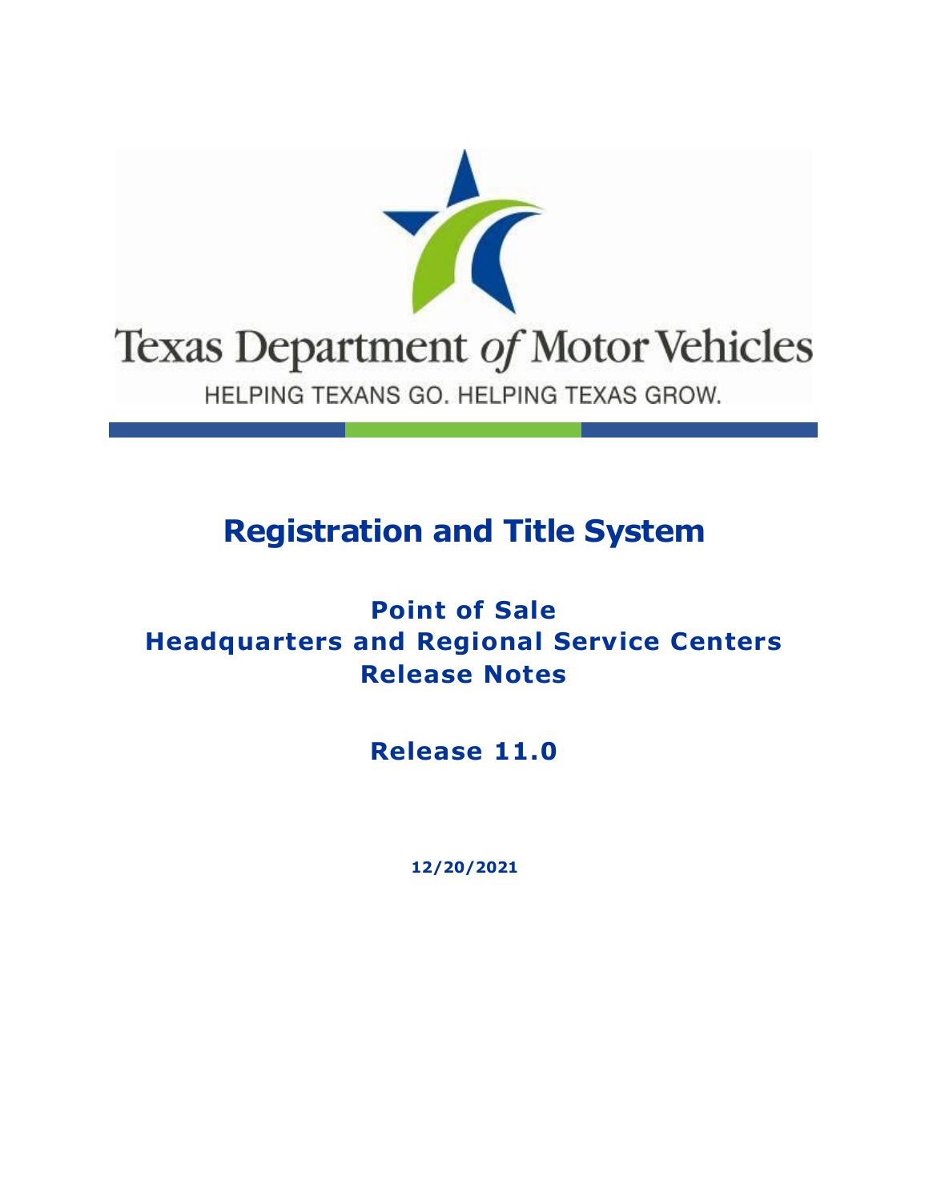Texas Department of Motor Vehicles

HELPING TEXANS GO. HELPING TEXAS GROW.

# Registration and Title System

## Point of Sale
## Headquarters and Regional Service Centers
## Release Notes

## Release 11.0

**12/20/2021**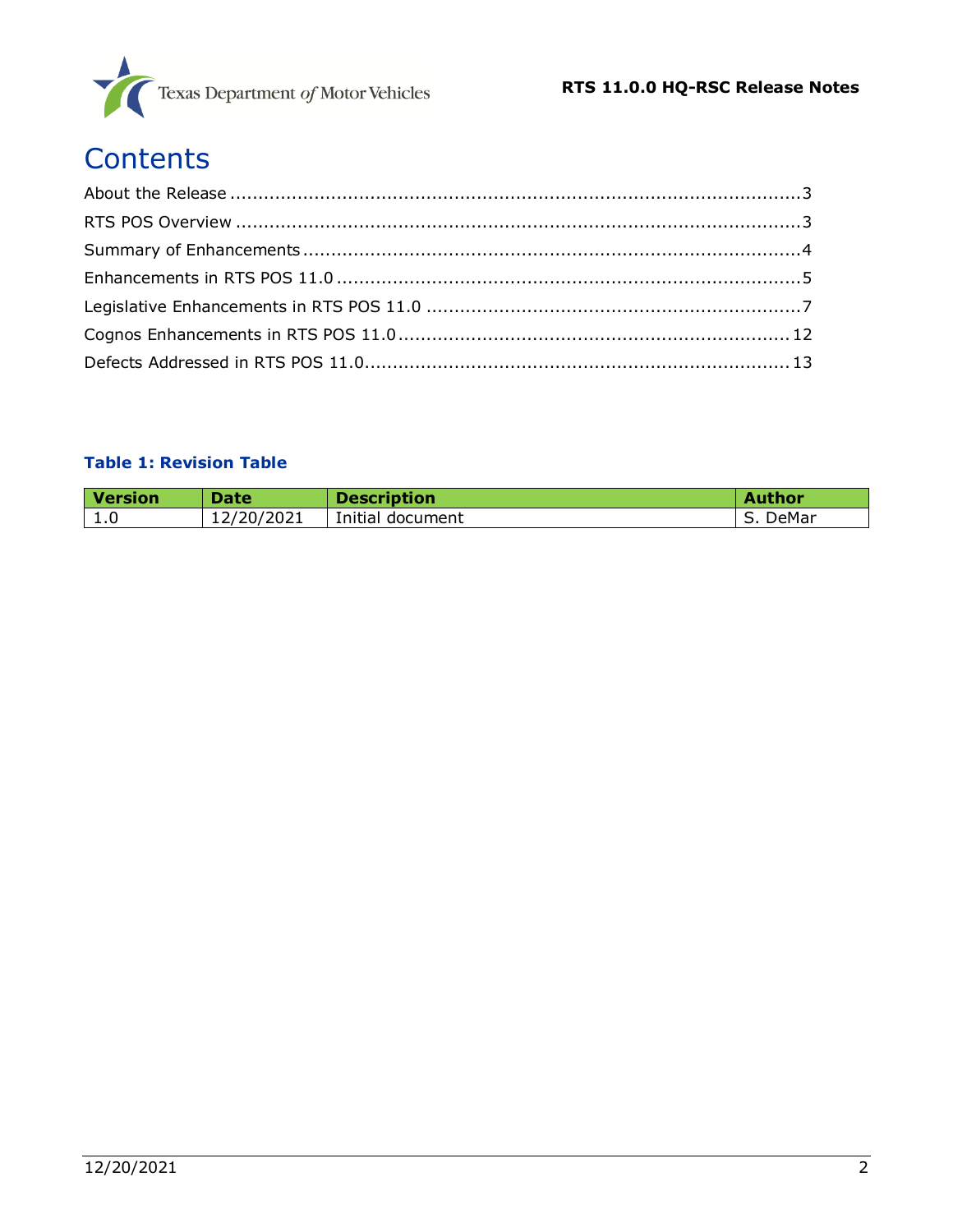# Contents

About the Release ..... 3
RTS POS Overview ..... 3
Summary of Enhancements ..... 4
Enhancements in RTS POS 11.0 ..... 5
Legislative Enhancements in RTS POS 11.0 ..... 7
Cognos Enhancements in RTS POS 11.0 ..... 12
Defects Addressed in RTS POS 11.0 ..... 13

**Table 1: Revision Table**

| Version | Date | Description | Author |
|---|---|---|---|
| 1.0 | 12/20/2021 | Initial document | S. DeMar |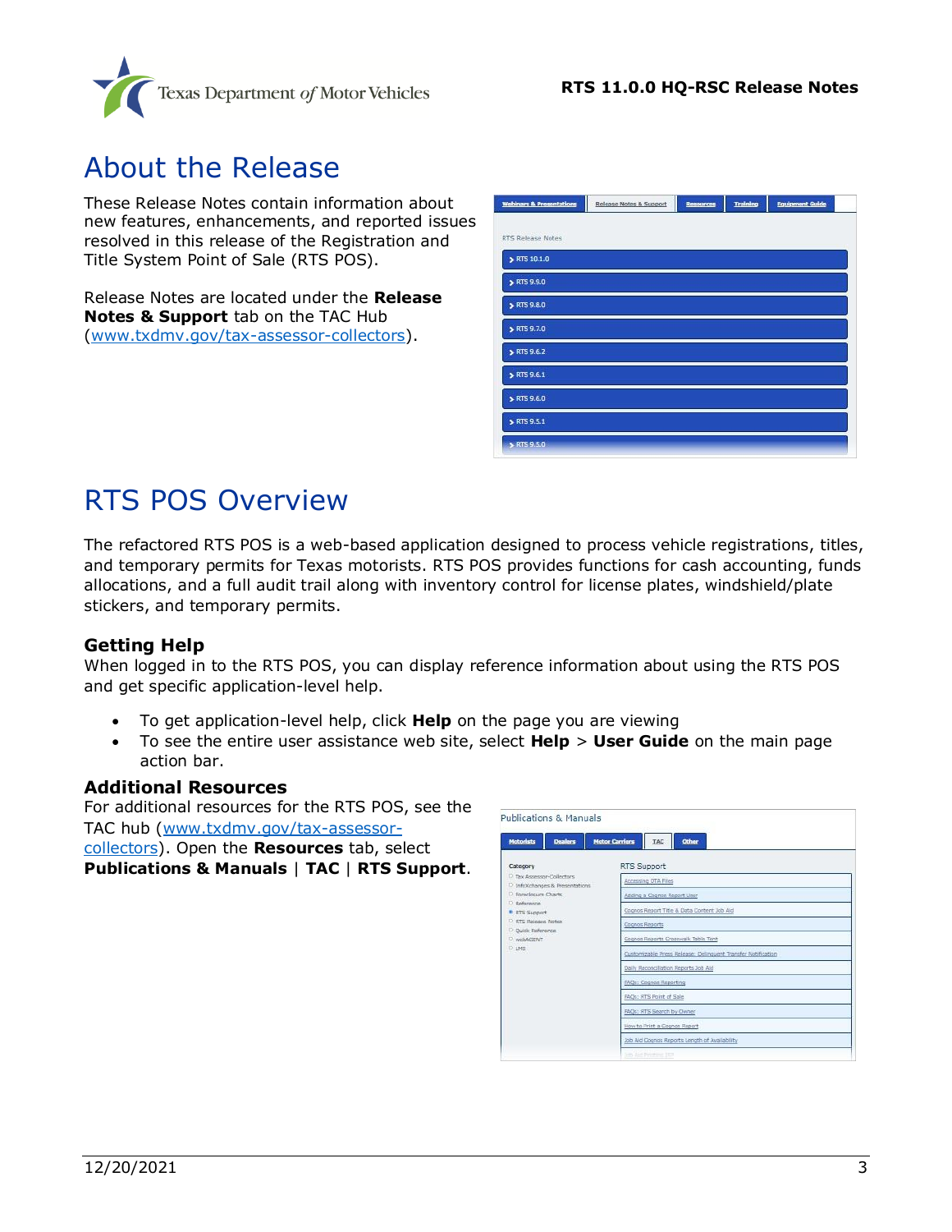# About the Release

These Release Notes contain information about new features, enhancements, and reported issues resolved in this release of the Registration and Title System Point of Sale (RTS POS).

Release Notes are located under the **Release Notes & Support** tab on the TAC Hub (www.txdmv.gov/tax-assessor-collectors).

# RTS POS Overview

The refactored RTS POS is a web-based application designed to process vehicle registrations, titles, and temporary permits for Texas motorists. RTS POS provides functions for cash accounting, funds allocations, and a full audit trail along with inventory control for license plates, windshield/plate stickers, and temporary permits.

### Getting Help

When logged in to the RTS POS, you can display reference information about using the RTS POS and get specific application-level help.

- To get application-level help, click **Help** on the page you are viewing
- To see the entire user assistance web site, select **Help** > **User Guide** on the main page action bar.

### Additional Resources

For additional resources for the RTS POS, see the TAC hub (www.txdmv.gov/tax-assessor-collectors). Open the **Resources** tab, select **Publications & Manuals** | **TAC** | **RTS Support**.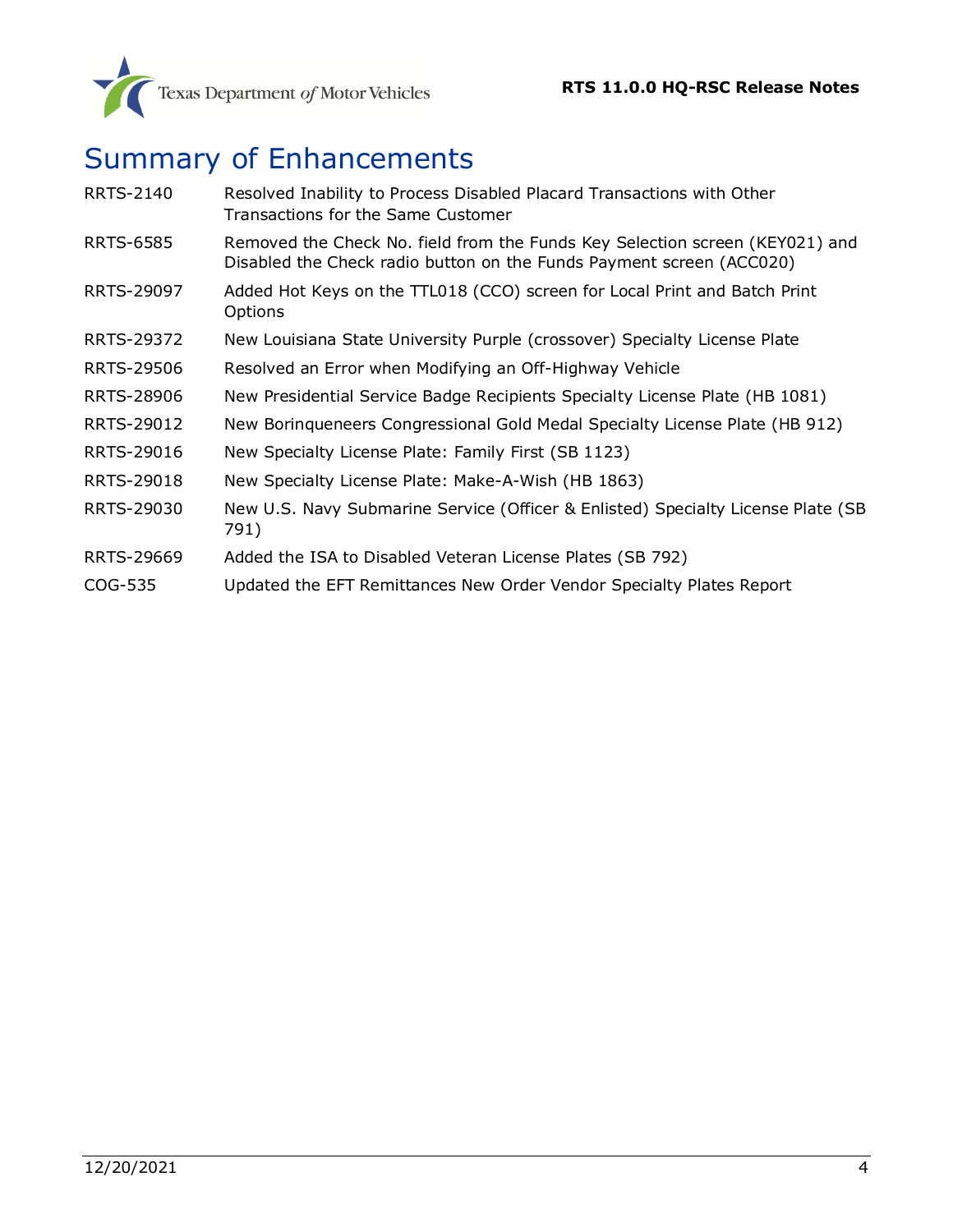# Summary of Enhancements

| | |
|---|---|
| RRTS-2140 | Resolved Inability to Process Disabled Placard Transactions with Other Transactions for the Same Customer |
| RRTS-6585 | Removed the Check No. field from the Funds Key Selection screen (KEY021) and Disabled the Check radio button on the Funds Payment screen (ACC020) |
| RRTS-29097 | Added Hot Keys on the TTL018 (CCO) screen for Local Print and Batch Print Options |
| RRTS-29372 | New Louisiana State University Purple (crossover) Specialty License Plate |
| RRTS-29506 | Resolved an Error when Modifying an Off-Highway Vehicle |
| RRTS-28906 | New Presidential Service Badge Recipients Specialty License Plate (HB 1081) |
| RRTS-29012 | New Borinqueneers Congressional Gold Medal Specialty License Plate (HB 912) |
| RRTS-29016 | New Specialty License Plate: Family First (SB 1123) |
| RRTS-29018 | New Specialty License Plate: Make-A-Wish (HB 1863) |
| RRTS-29030 | New U.S. Navy Submarine Service (Officer & Enlisted) Specialty License Plate (SB 791) |
| RRTS-29669 | Added the ISA to Disabled Veteran License Plates (SB 792) |
| COG-535 | Updated the EFT Remittances New Order Vendor Specialty Plates Report |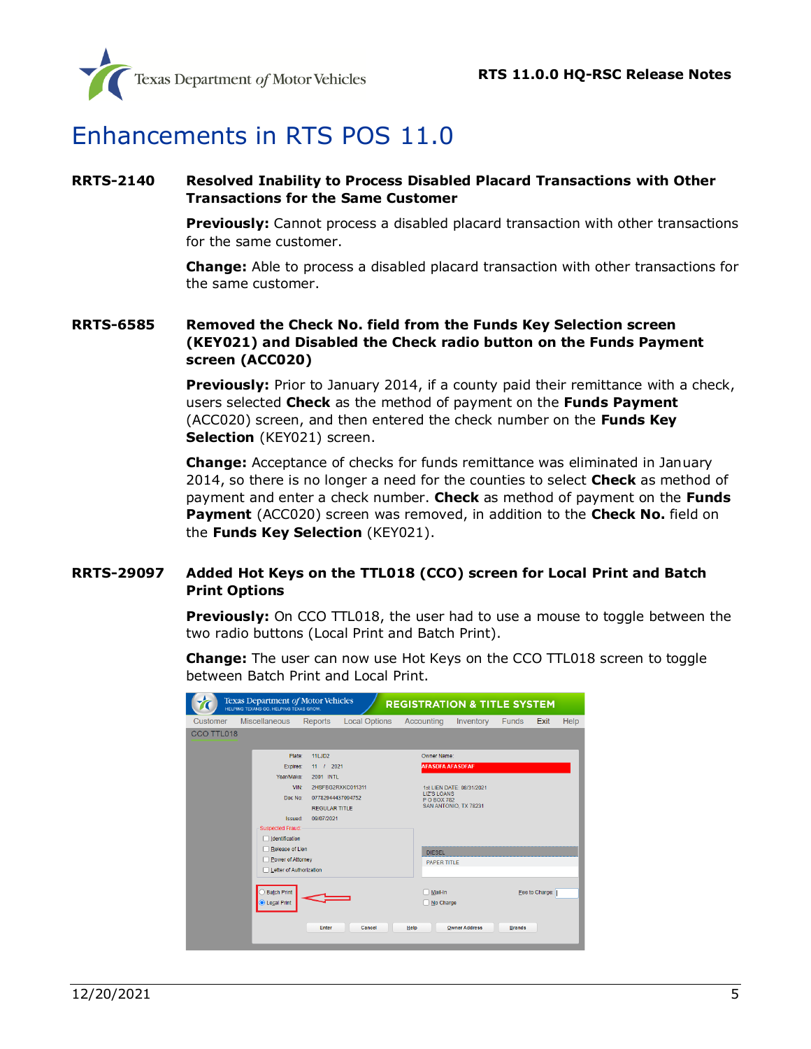# Enhancements in RTS POS 11.0

**RRTS-2140 Resolved Inability to Process Disabled Placard Transactions with Other Transactions for the Same Customer**

**Previously:** Cannot process a disabled placard transaction with other transactions for the same customer.

**Change:** Able to process a disabled placard transaction with other transactions for the same customer.

**RRTS-6585 Removed the Check No. field from the Funds Key Selection screen (KEY021) and Disabled the Check radio button on the Funds Payment screen (ACC020)**

**Previously:** Prior to January 2014, if a county paid their remittance with a check, users selected **Check** as the method of payment on the **Funds Payment** (ACC020) screen, and then entered the check number on the **Funds Key Selection** (KEY021) screen.

**Change:** Acceptance of checks for funds remittance was eliminated in January 2014, so there is no longer a need for the counties to select **Check** as method of payment and enter a check number. **Check** as method of payment on the **Funds Payment** (ACC020) screen was removed, in addition to the **Check No.** field on the **Funds Key Selection** (KEY021).

**RRTS-29097 Added Hot Keys on the TTL018 (CCO) screen for Local Print and Batch Print Options**

**Previously:** On CCO TTL018, the user had to use a mouse to toggle between the two radio buttons (Local Print and Batch Print).

**Change:** The user can now use Hot Keys on the CCO TTL018 screen to toggle between Batch Print and Local Print.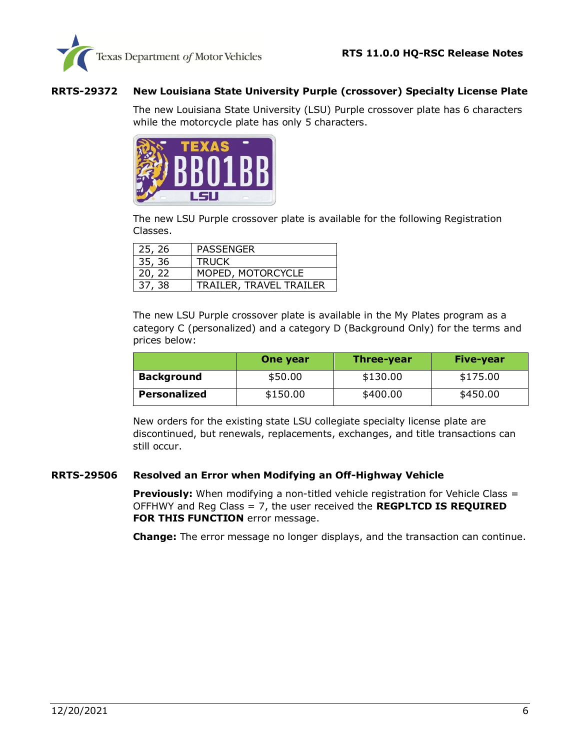### RRTS-29372 New Louisiana State University Purple (crossover) Specialty License Plate

The new Louisiana State University (LSU) Purple crossover plate has 6 characters while the motorcycle plate has only 5 characters.

The new LSU Purple crossover plate is available for the following Registration Classes.

| | |
|---|---|
| 25, 26 | PASSENGER |
| 35, 36 | TRUCK |
| 20, 22 | MOPED, MOTORCYCLE |
| 37, 38 | TRAILER, TRAVEL TRAILER |

The new LSU Purple crossover plate is available in the My Plates program as a category C (personalized) and a category D (Background Only) for the terms and prices below:

| | One year | Three-year | Five-year |
|---|---|---|---|
| **Background** | $50.00 | $130.00 | $175.00 |
| **Personalized** | $150.00 | $400.00 | $450.00 |

New orders for the existing state LSU collegiate specialty license plate are discontinued, but renewals, replacements, exchanges, and title transactions can still occur.

### RRTS-29506 Resolved an Error when Modifying an Off-Highway Vehicle

**Previously:** When modifying a non-titled vehicle registration for Vehicle Class = OFFHWY and Reg Class = 7, the user received the **REGPLTCD IS REQUIRED FOR THIS FUNCTION** error message.

**Change:** The error message no longer displays, and the transaction can continue.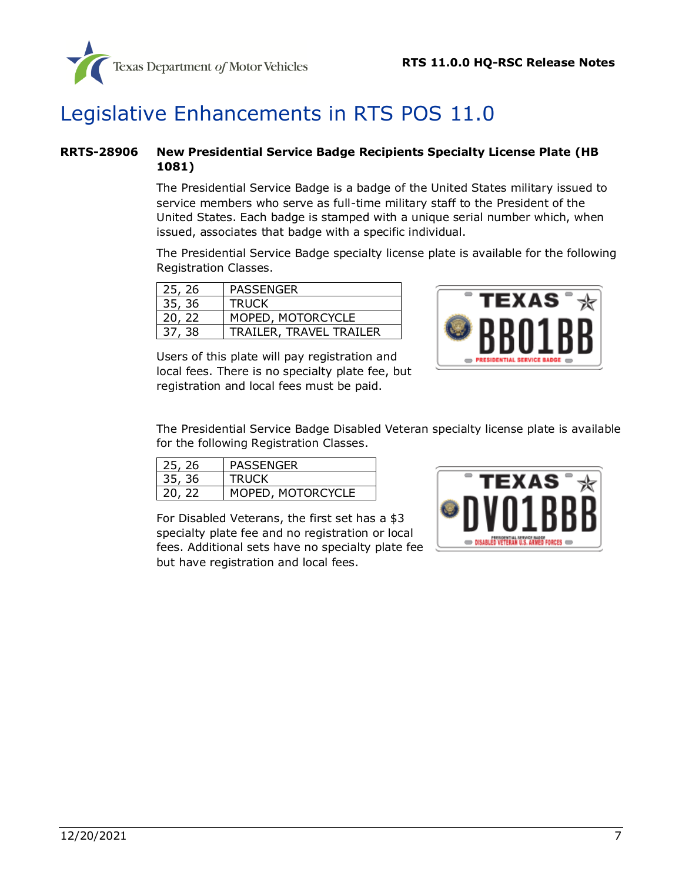# Legislative Enhancements in RTS POS 11.0

**RRTS-28906 New Presidential Service Badge Recipients Specialty License Plate (HB 1081)**

The Presidential Service Badge is a badge of the United States military issued to service members who serve as full-time military staff to the President of the United States. Each badge is stamped with a unique serial number which, when issued, associates that badge with a specific individual.

The Presidential Service Badge specialty license plate is available for the following Registration Classes.

| 25, 26 | PASSENGER |
|---|---|
| 35, 36 | TRUCK |
| 20, 22 | MOPED, MOTORCYCLE |
| 37, 38 | TRAILER, TRAVEL TRAILER |

Users of this plate will pay registration and local fees. There is no specialty plate fee, but registration and local fees must be paid.

The Presidential Service Badge Disabled Veteran specialty license plate is available for the following Registration Classes.

| 25, 26 | PASSENGER |
|---|---|
| 35, 36 | TRUCK |
| 20, 22 | MOPED, MOTORCYCLE |

For Disabled Veterans, the first set has a $3 specialty plate fee and no registration or local fees. Additional sets have no specialty plate fee but have registration and local fees.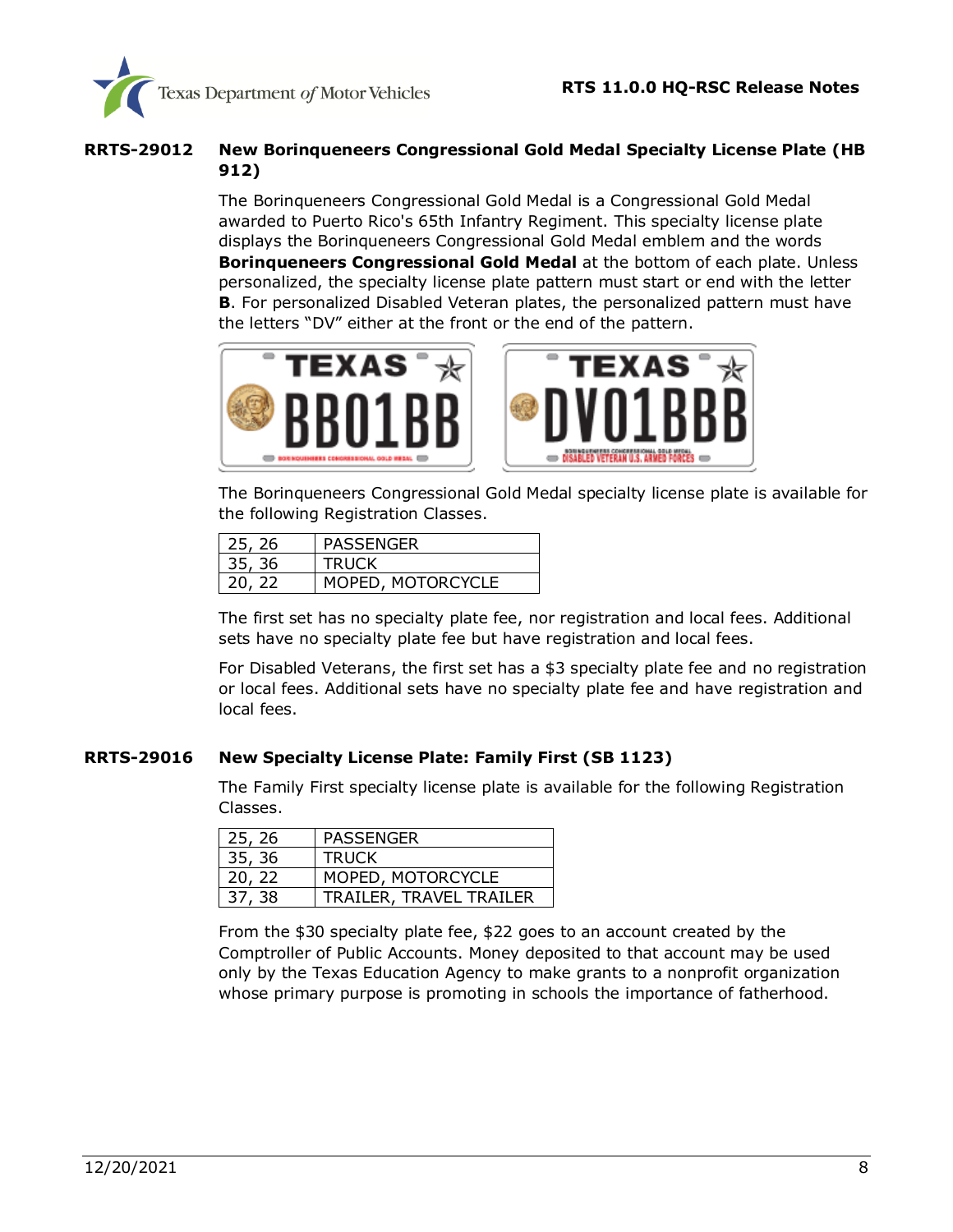## RRTS-29012 New Borinqueneers Congressional Gold Medal Specialty License Plate (HB 912)

The Borinqueneers Congressional Gold Medal is a Congressional Gold Medal awarded to Puerto Rico's 65th Infantry Regiment. This specialty license plate displays the Borinqueneers Congressional Gold Medal emblem and the words **Borinqueneers Congressional Gold Medal** at the bottom of each plate. Unless personalized, the specialty license plate pattern must start or end with the letter **B**. For personalized Disabled Veteran plates, the personalized pattern must have the letters "DV" either at the front or the end of the pattern.

The Borinqueneers Congressional Gold Medal specialty license plate is available for the following Registration Classes.

| 25, 26 | PASSENGER |
|---|---|
| 35, 36 | TRUCK |
| 20, 22 | MOPED, MOTORCYCLE |

The first set has no specialty plate fee, nor registration and local fees. Additional sets have no specialty plate fee but have registration and local fees.

For Disabled Veterans, the first set has a $3 specialty plate fee and no registration or local fees. Additional sets have no specialty plate fee and have registration and local fees.

## RRTS-29016 New Specialty License Plate: Family First (SB 1123)

The Family First specialty license plate is available for the following Registration Classes.

| 25, 26 | PASSENGER |
|---|---|
| 35, 36 | TRUCK |
| 20, 22 | MOPED, MOTORCYCLE |
| 37, 38 | TRAILER, TRAVEL TRAILER |

From the $30 specialty plate fee, $22 goes to an account created by the Comptroller of Public Accounts. Money deposited to that account may be used only by the Texas Education Agency to make grants to a nonprofit organization whose primary purpose is promoting in schools the importance of fatherhood.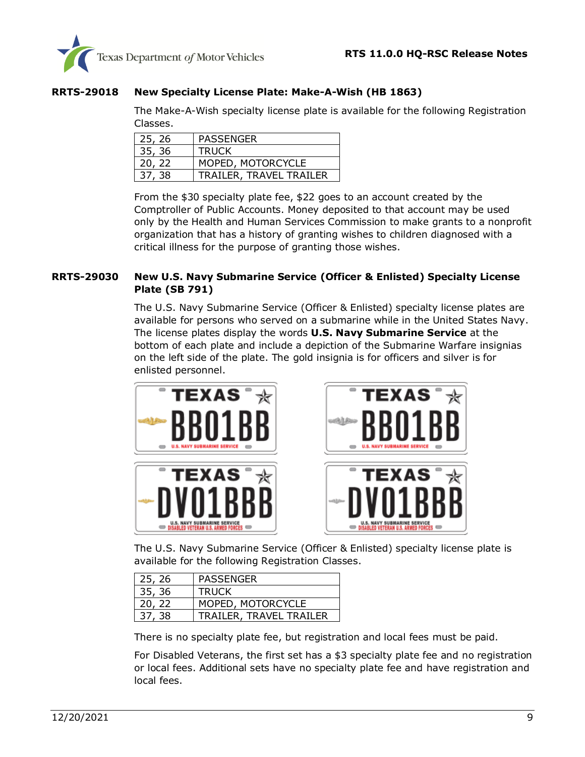## RRTS-29018 New Specialty License Plate: Make-A-Wish (HB 1863)

The Make-A-Wish specialty license plate is available for the following Registration Classes.

| | |
|---|---|
| 25, 26 | PASSENGER |
| 35, 36 | TRUCK |
| 20, 22 | MOPED, MOTORCYCLE |
| 37, 38 | TRAILER, TRAVEL TRAILER |

From the $30 specialty plate fee, $22 goes to an account created by the Comptroller of Public Accounts. Money deposited to that account may be used only by the Health and Human Services Commission to make grants to a nonprofit organization that has a history of granting wishes to children diagnosed with a critical illness for the purpose of granting those wishes.

## RRTS-29030 New U.S. Navy Submarine Service (Officer & Enlisted) Specialty License Plate (SB 791)

The U.S. Navy Submarine Service (Officer & Enlisted) specialty license plates are available for persons who served on a submarine while in the United States Navy. The license plates display the words **U.S. Navy Submarine Service** at the bottom of each plate and include a depiction of the Submarine Warfare insignias on the left side of the plate. The gold insignia is for officers and silver is for enlisted personnel.

The U.S. Navy Submarine Service (Officer & Enlisted) specialty license plate is available for the following Registration Classes.

| | |
|---|---|
| 25, 26 | PASSENGER |
| 35, 36 | TRUCK |
| 20, 22 | MOPED, MOTORCYCLE |
| 37, 38 | TRAILER, TRAVEL TRAILER |

There is no specialty plate fee, but registration and local fees must be paid.

For Disabled Veterans, the first set has a $3 specialty plate fee and no registration or local fees. Additional sets have no specialty plate fee and have registration and local fees.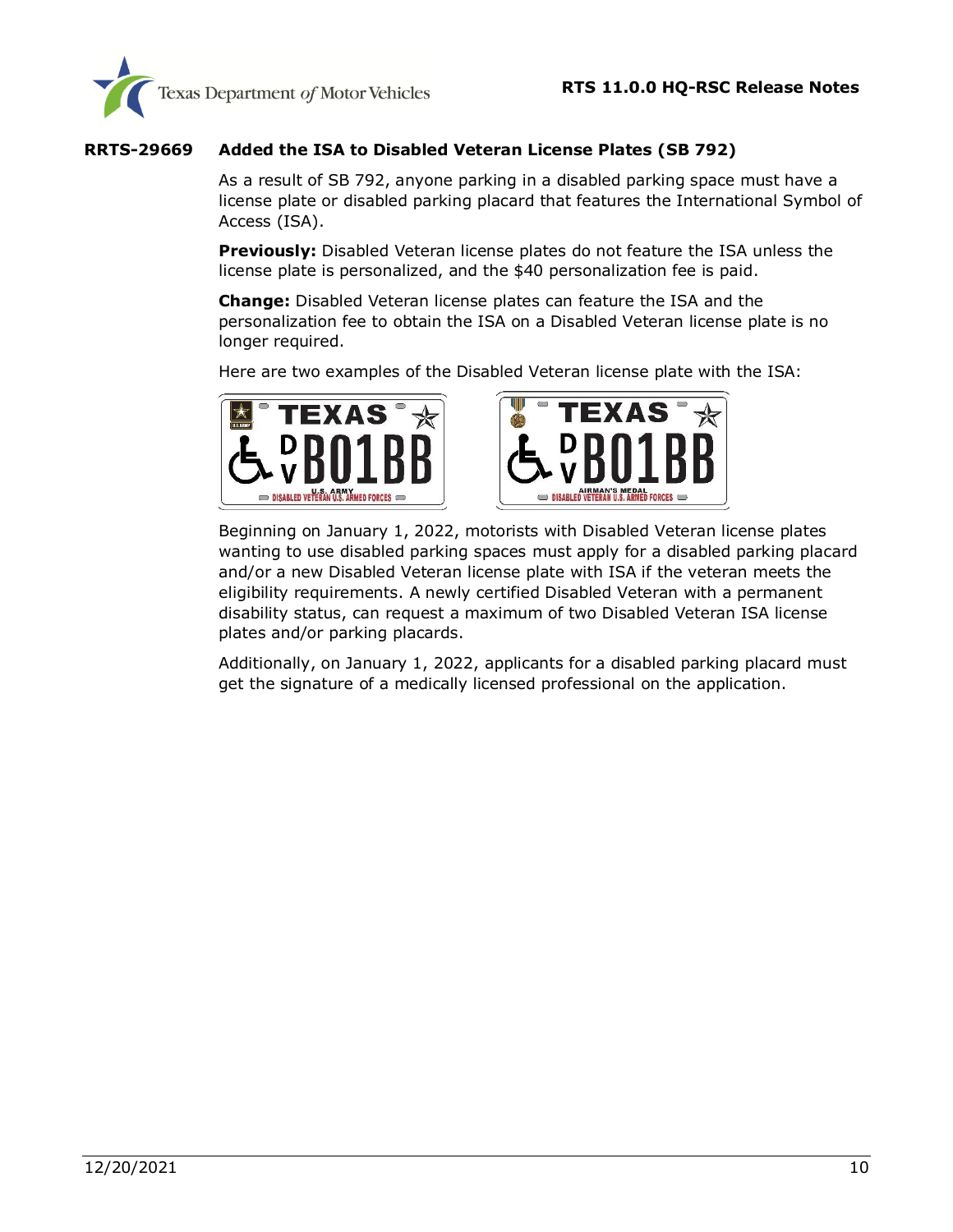**RRTS-29669 Added the ISA to Disabled Veteran License Plates (SB 792)**

As a result of SB 792, anyone parking in a disabled parking space must have a license plate or disabled parking placard that features the International Symbol of Access (ISA).

**Previously:** Disabled Veteran license plates do not feature the ISA unless the license plate is personalized, and the $40 personalization fee is paid.

**Change:** Disabled Veteran license plates can feature the ISA and the personalization fee to obtain the ISA on a Disabled Veteran license plate is no longer required.

Here are two examples of the Disabled Veteran license plate with the ISA:

Beginning on January 1, 2022, motorists with Disabled Veteran license plates wanting to use disabled parking spaces must apply for a disabled parking placard and/or a new Disabled Veteran license plate with ISA if the veteran meets the eligibility requirements. A newly certified Disabled Veteran with a permanent disability status, can request a maximum of two Disabled Veteran ISA license plates and/or parking placards.

Additionally, on January 1, 2022, applicants for a disabled parking placard must get the signature of a medically licensed professional on the application.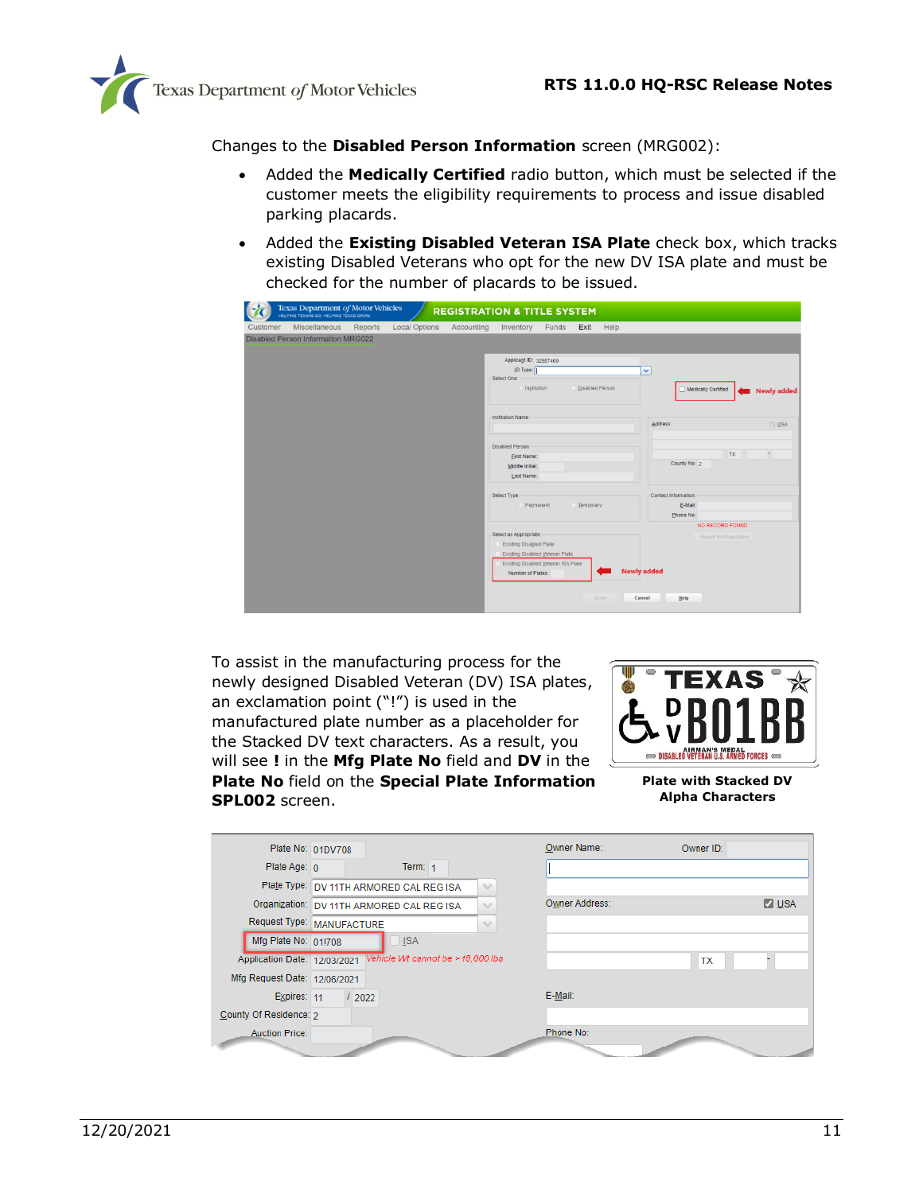Changes to the **Disabled Person Information** screen (MRG002):

- Added the **Medically Certified** radio button, which must be selected if the customer meets the eligibility requirements to process and issue disabled parking placards.
- Added the **Existing Disabled Veteran ISA Plate** check box, which tracks existing Disabled Veterans who opt for the new DV ISA plate and must be checked for the number of placards to be issued.

To assist in the manufacturing process for the newly designed Disabled Veteran (DV) ISA plates, an exclamation point ("!") is used in the manufactured plate number as a placeholder for the Stacked DV text characters. As a result, you will see **!** in the **Mfg Plate No** field and **DV** in the **Plate No** field on the **Special Plate Information SPL002** screen.

**Plate with Stacked DV Alpha Characters**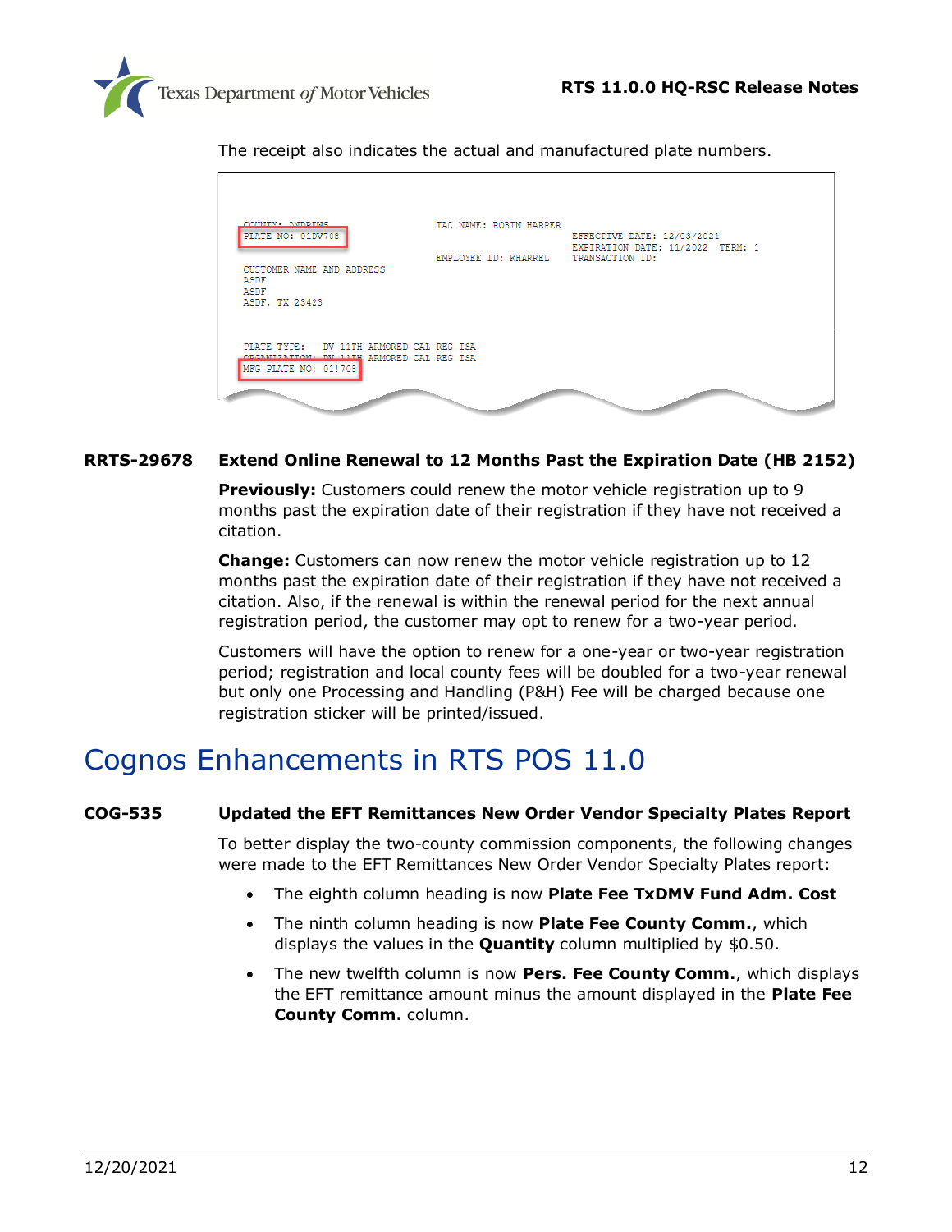The receipt also indicates the actual and manufactured plate numbers.

```
COUNTY: ANDREWS                    TAC NAME: ROBIN HARPER
PLATE NO: 01DV708                                              EFFECTIVE DATE: 12/03/2021
                                                               EXPIRATION DATE: 11/2022  TERM: 1
                                   EMPLOYEE ID: KHARREL        TRANSACTION ID:
CUSTOMER NAME AND ADDRESS
ASDF
ASDF
ASDF, TX 23423

PLATE TYPE:   DV 11TH ARMORED CAL REG ISA
ORGANIZATION: DV 11TH ARMORED CAL REG ISA
MFG PLATE NO: 01!708
```

**RRTS-29678 Extend Online Renewal to 12 Months Past the Expiration Date (HB 2152)**

**Previously:** Customers could renew the motor vehicle registration up to 9 months past the expiration date of their registration if they have not received a citation.

**Change:** Customers can now renew the motor vehicle registration up to 12 months past the expiration date of their registration if they have not received a citation. Also, if the renewal is within the renewal period for the next annual registration period, the customer may opt to renew for a two-year period.

Customers will have the option to renew for a one-year or two-year registration period; registration and local county fees will be doubled for a two-year renewal but only one Processing and Handling (P&H) Fee will be charged because one registration sticker will be printed/issued.

# Cognos Enhancements in RTS POS 11.0

**COG-535 Updated the EFT Remittances New Order Vendor Specialty Plates Report**

To better display the two-county commission components, the following changes were made to the EFT Remittances New Order Vendor Specialty Plates report:

- The eighth column heading is now **Plate Fee TxDMV Fund Adm. Cost**
- The ninth column heading is now **Plate Fee County Comm.**, which displays the values in the **Quantity** column multiplied by $0.50.
- The new twelfth column is now **Pers. Fee County Comm.**, which displays the EFT remittance amount minus the amount displayed in the **Plate Fee County Comm.** column.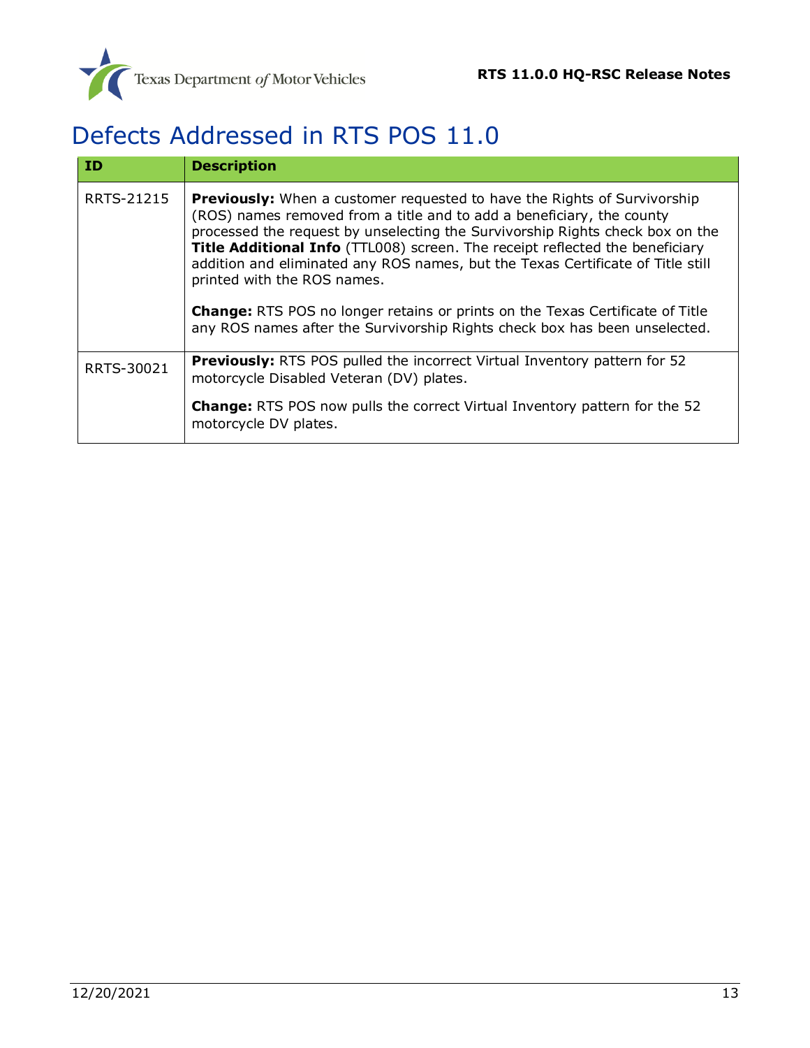# Defects Addressed in RTS POS 11.0

| ID | Description |
|---|---|
| RRTS-21215 | **Previously:** When a customer requested to have the Rights of Survivorship (ROS) names removed from a title and to add a beneficiary, the county processed the request by unselecting the Survivorship Rights check box on the **Title Additional Info** (TTL008) screen. The receipt reflected the beneficiary addition and eliminated any ROS names, but the Texas Certificate of Title still printed with the ROS names.<br><br>**Change:** RTS POS no longer retains or prints on the Texas Certificate of Title any ROS names after the Survivorship Rights check box has been unselected. |
| RRTS-30021 | **Previously:** RTS POS pulled the incorrect Virtual Inventory pattern for 52 motorcycle Disabled Veteran (DV) plates.<br><br>**Change:** RTS POS now pulls the correct Virtual Inventory pattern for the 52 motorcycle DV plates. |